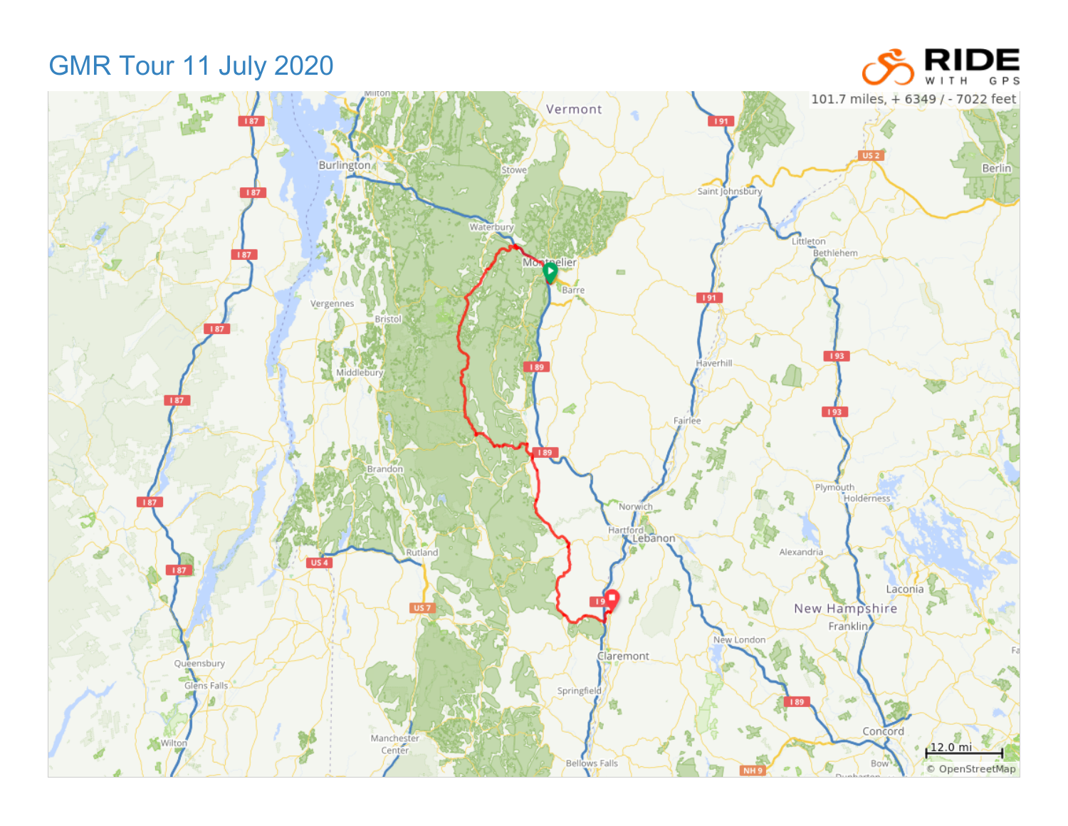# GMR Tour 11 July 2020

101.7 miles, + 6349 / - 7022 feet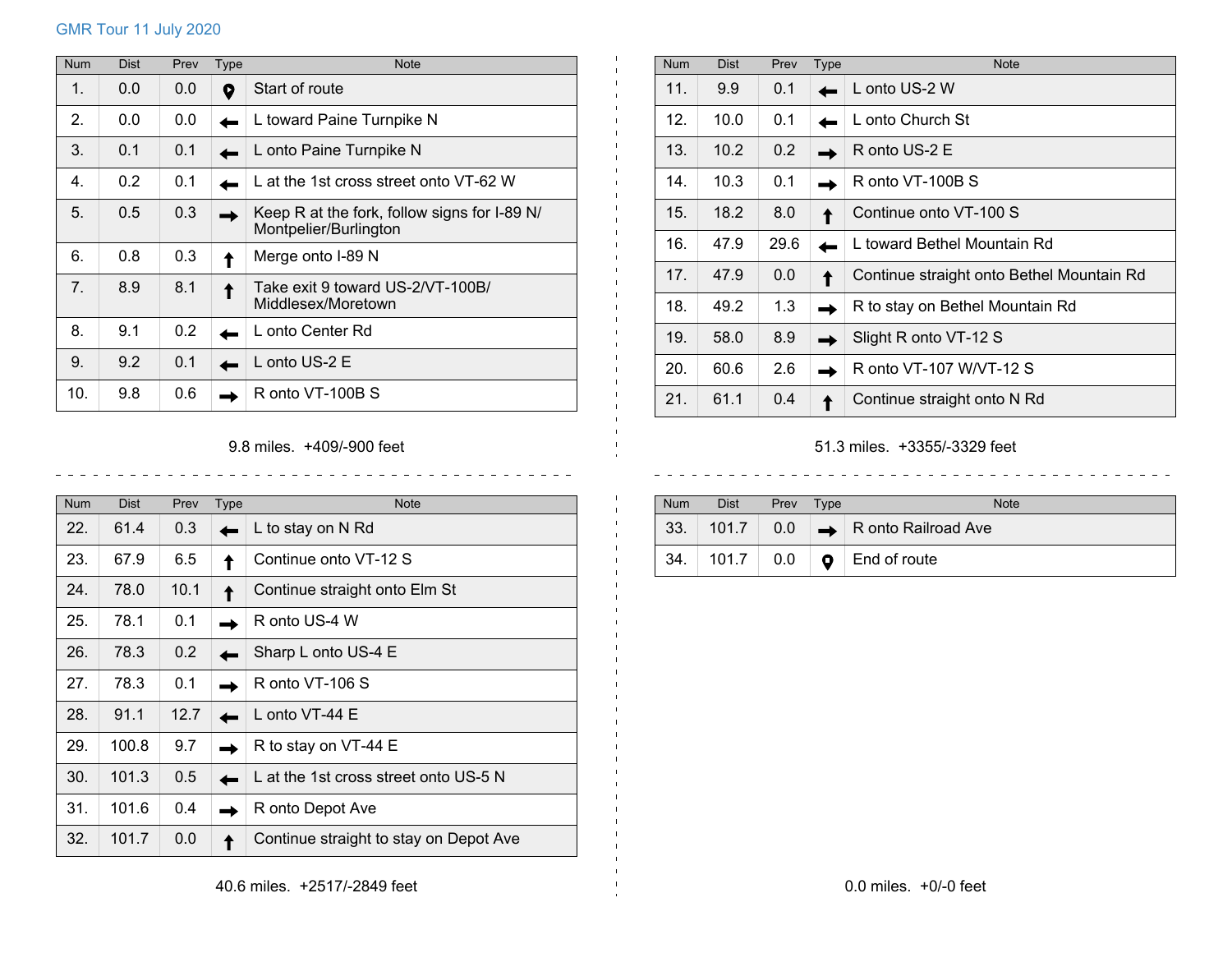GMR Tour 11 July 2020

| Num | Dist | Prev | Type | Note |
|---|---|---|---|---|
| 1. | 0.0 | 0.0 | 📍 | Start of route |
| 2. | 0.0 | 0.0 | ← | L toward Paine Turnpike N |
| 3. | 0.1 | 0.1 | ← | L onto Paine Turnpike N |
| 4. | 0.2 | 0.1 | ← | L at the 1st cross street onto VT-62 W |
| 5. | 0.5 | 0.3 | → | Keep R at the fork, follow signs for I-89 N/ Montpelier/Burlington |
| 6. | 0.8 | 0.3 | ↑ | Merge onto I-89 N |
| 7. | 8.9 | 8.1 | ↑ | Take exit 9 toward US-2/VT-100B/ Middlesex/Moretown |
| 8. | 9.1 | 0.2 | ← | L onto Center Rd |
| 9. | 9.2 | 0.1 | ← | L onto US-2 E |
| 10. | 9.8 | 0.6 | → | R onto VT-100B S |

9.8 miles. +409/-900 feet

| Num | Dist | Prev | Type | Note |
|---|---|---|---|---|
| 11. | 9.9 | 0.1 | ← | L onto US-2 W |
| 12. | 10.0 | 0.1 | ← | L onto Church St |
| 13. | 10.2 | 0.2 | → | R onto US-2 E |
| 14. | 10.3 | 0.1 | → | R onto VT-100B S |
| 15. | 18.2 | 8.0 | ↑ | Continue onto VT-100 S |
| 16. | 47.9 | 29.6 | ← | L toward Bethel Mountain Rd |
| 17. | 47.9 | 0.0 | ↑ | Continue straight onto Bethel Mountain Rd |
| 18. | 49.2 | 1.3 | → | R to stay on Bethel Mountain Rd |
| 19. | 58.0 | 8.9 | → | Slight R onto VT-12 S |
| 20. | 60.6 | 2.6 | → | R onto VT-107 W/VT-12 S |
| 21. | 61.1 | 0.4 | ↑ | Continue straight onto N Rd |

51.3 miles. +3355/-3329 feet

| Num | Dist | Prev | Type | Note |
|---|---|---|---|---|
| 22. | 61.4 | 0.3 | ← | L to stay on N Rd |
| 23. | 67.9 | 6.5 | ↑ | Continue onto VT-12 S |
| 24. | 78.0 | 10.1 | ↑ | Continue straight onto Elm St |
| 25. | 78.1 | 0.1 | → | R onto US-4 W |
| 26. | 78.3 | 0.2 | ← | Sharp L onto US-4 E |
| 27. | 78.3 | 0.1 | → | R onto VT-106 S |
| 28. | 91.1 | 12.7 | ← | L onto VT-44 E |
| 29. | 100.8 | 9.7 | → | R to stay on VT-44 E |
| 30. | 101.3 | 0.5 | ← | L at the 1st cross street onto US-5 N |
| 31. | 101.6 | 0.4 | → | R onto Depot Ave |
| 32. | 101.7 | 0.0 | ↑ | Continue straight to stay on Depot Ave |

40.6 miles. +2517/-2849 feet

| Num | Dist | Prev | Type | Note |
|---|---|---|---|---|
| 33. | 101.7 | 0.0 | → | R onto Railroad Ave |
| 34. | 101.7 | 0.0 | 📍 | End of route |

0.0 miles. +0/-0 feet